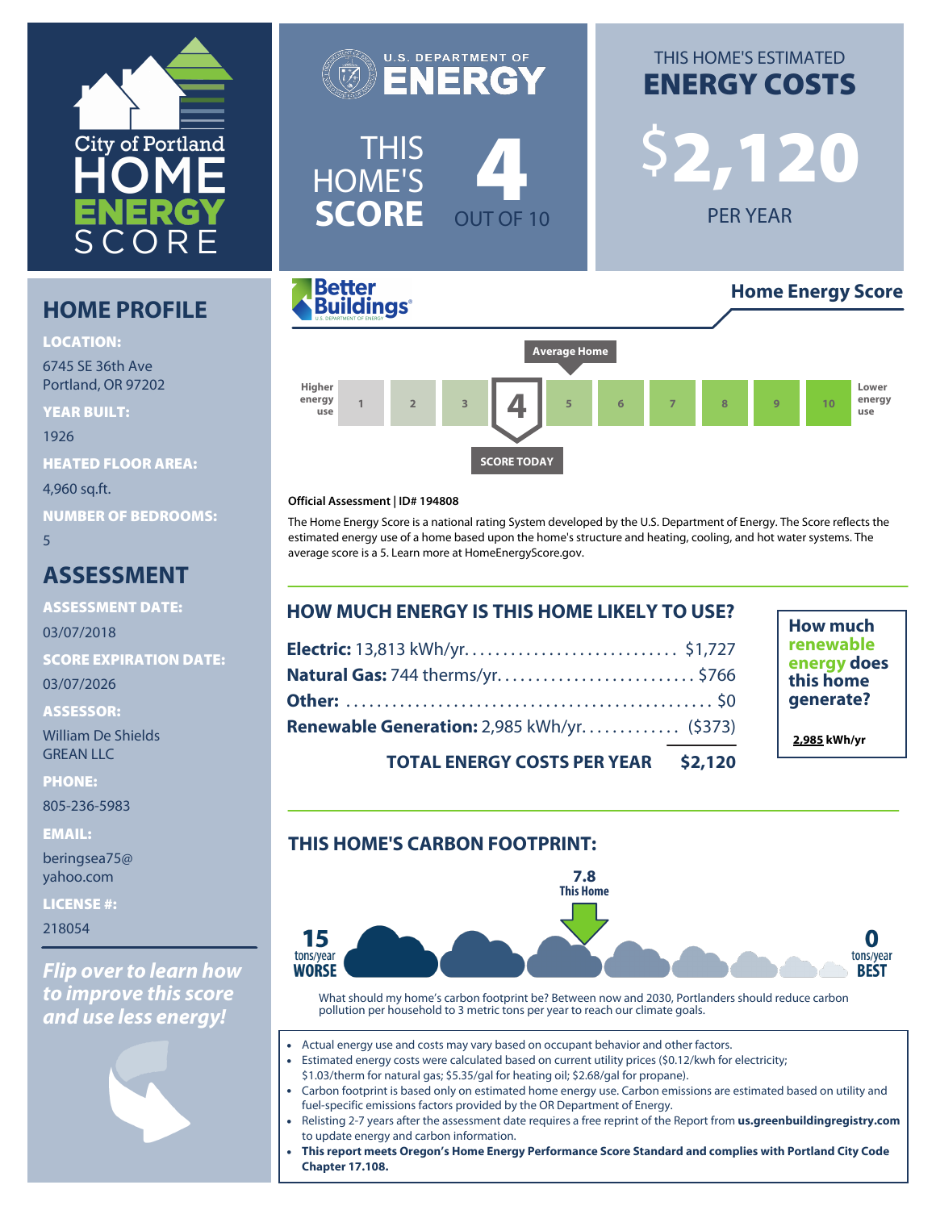# City of Portland HOME ENERGY SCORE

U.S. DEPARTMENT OF ENERGY

THIS HOME'S **SCORE** **4** OUT OF 10

THIS HOME'S ESTIMATED **ENERGY COSTS**

**$2,120** PER YEAR

## HOME PROFILE

**LOCATION:**
6745 SE 36th Ave
Portland, OR 97202

**YEAR BUILT:**
1926

**HEATED FLOOR AREA:**
4,960 sq.ft.

**NUMBER OF BEDROOMS:**
5

## ASSESSMENT

**ASSESSMENT DATE:**
03/07/2018

**SCORE EXPIRATION DATE:**
03/07/2026

**ASSESSOR:**
William De Shields
GREAN LLC

**PHONE:**
805-236-5983

**EMAIL:**
beringsea75@yahoo.com

**LICENSE #:**
218054

***Flip over to learn how to improve this score and use less energy!***

Better Buildings — **Home Energy Score**

Average Home: 5 | Score Today: 4

Higher energy use | 1 | 2 | 3 | **4** | 5 | 6 | 7 | 8 | 9 | 10 | Lower energy use

**Official Assessment | ID# 194808**

The Home Energy Score is a national rating System developed by the U.S. Department of Energy. The Score reflects the estimated energy use of a home based upon the home's structure and heating, cooling, and hot water systems. The average score is a 5. Learn more at HomeEnergyScore.gov.

## HOW MUCH ENERGY IS THIS HOME LIKELY TO USE?

| | |
|---|---|
| **Electric:** 13,813 kWh/yr. | $1,727 |
| **Natural Gas:** 744 therms/yr. | $766 |
| **Other:** | $0 |
| **Renewable Generation:** 2,985 kWh/yr. | ($373) |
| **TOTAL ENERGY COSTS PER YEAR** | **$2,120** |

**How much renewable energy does this home generate?**

**2,985 kWh/yr**

## THIS HOME'S CARBON FOOTPRINT:

**15** tons/year **WORSE** — **7.8 This Home** — **0** tons/year **BEST**

What should my home's carbon footprint be? Between now and 2030, Portlanders should reduce carbon pollution per household to 3 metric tons per year to reach our climate goals.

- Actual energy use and costs may vary based on occupant behavior and other factors.
- Estimated energy costs were calculated based on current utility prices ($0.12/kwh for electricity; $1.03/therm for natural gas; $5.35/gal for heating oil; $2.68/gal for propane).
- Carbon footprint is based only on estimated home energy use. Carbon emissions are estimated based on utility and fuel-specific emissions factors provided by the OR Department of Energy.
- Relisting 2-7 years after the assessment date requires a free reprint of the Report from **us.greenbuildingregistry.com** to update energy and carbon information.
- **This report meets Oregon's Home Energy Performance Score Standard and complies with Portland City Code Chapter 17.108.**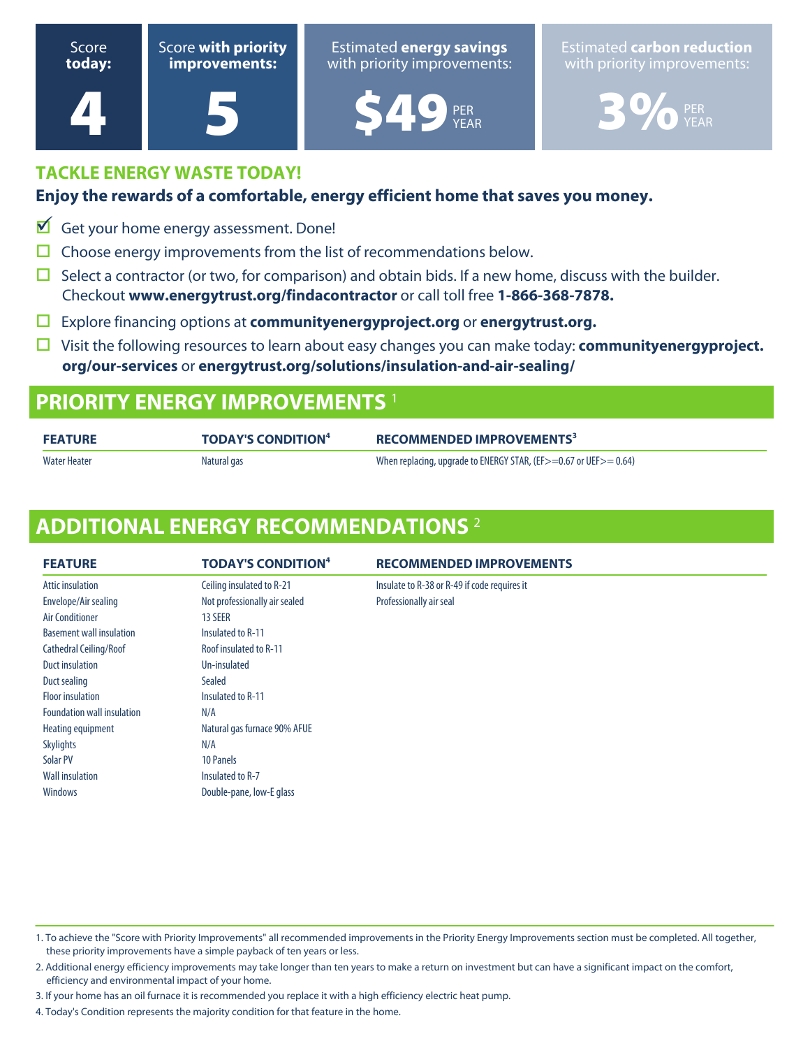| Score **today:** | Score **with priority improvements:** | Estimated **energy savings** with priority improvements: | Estimated **carbon reduction** with priority improvements: |
|---|---|---|---|
| **4** | **5** | **$49** PER YEAR | **3%** PER YEAR |

## TACKLE ENERGY WASTE TODAY!

**Enjoy the rewards of a comfortable, energy efficient home that saves you money.**

- [x] Get your home energy assessment. Done!
- [ ] Choose energy improvements from the list of recommendations below.
- [ ] Select a contractor (or two, for comparison) and obtain bids. If a new home, discuss with the builder. Checkout **www.energytrust.org/findacontractor** or call toll free **1-866-368-7878.**
- [ ] Explore financing options at **communityenergyproject.org** or **energytrust.org.**
- [ ] Visit the following resources to learn about easy changes you can make today: **communityenergyproject.org/our-services** or **energytrust.org/solutions/insulation-and-air-sealing/**

## PRIORITY ENERGY IMPROVEMENTS [1]

| FEATURE | TODAY'S CONDITION[4] | RECOMMENDED IMPROVEMENTS[3] |
|---|---|---|
| Water Heater | Natural gas | When replacing, upgrade to ENERGY STAR, (EF>=0.67 or UEF>= 0.64) |

## ADDITIONAL ENERGY RECOMMENDATIONS [2]

| FEATURE | TODAY'S CONDITION[4] | RECOMMENDED IMPROVEMENTS |
|---|---|---|
| Attic insulation | Ceiling insulated to R-21 | Insulate to R-38 or R-49 if code requires it |
| Envelope/Air sealing | Not professionally air sealed | Professionally air seal |
| Air Conditioner | 13 SEER | |
| Basement wall insulation | Insulated to R-11 | |
| Cathedral Ceiling/Roof | Roof insulated to R-11 | |
| Duct insulation | Un-insulated | |
| Duct sealing | Sealed | |
| Floor insulation | Insulated to R-11 | |
| Foundation wall insulation | N/A | |
| Heating equipment | Natural gas furnace 90% AFUE | |
| Skylights | N/A | |
| Solar PV | 10 Panels | |
| Wall insulation | Insulated to R-7 | |
| Windows | Double-pane, low-E glass | |

1. To achieve the "Score with Priority Improvements" all recommended improvements in the Priority Energy Improvements section must be completed. All together, these priority improvements have a simple payback of ten years or less.
2. Additional energy efficiency improvements may take longer than ten years to make a return on investment but can have a significant impact on the comfort, efficiency and environmental impact of your home.
3. If your home has an oil furnace it is recommended you replace it with a high efficiency electric heat pump.
4. Today's Condition represents the majority condition for that feature in the home.